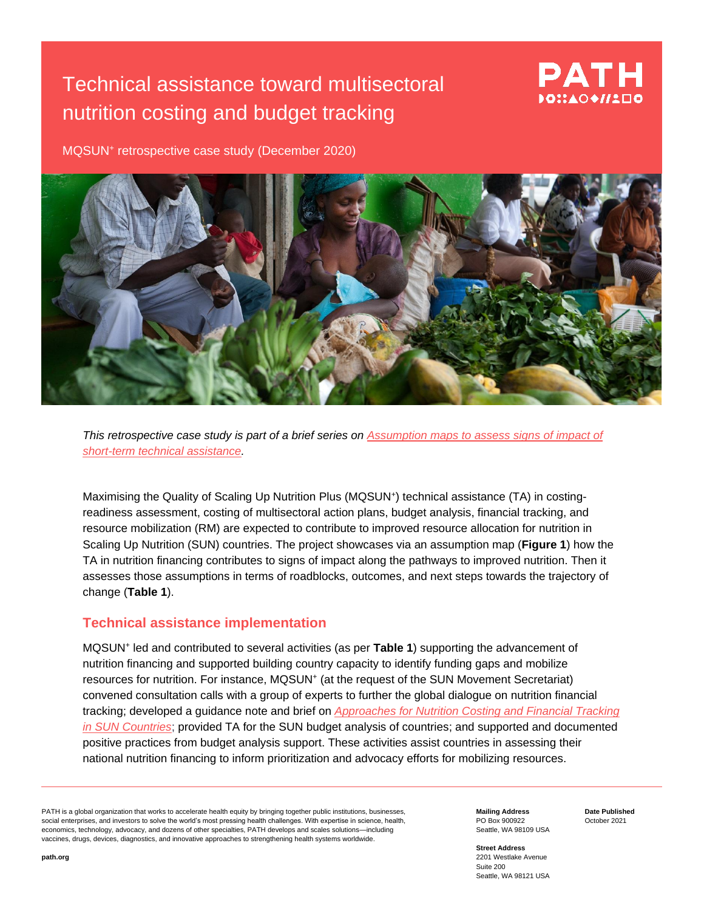# Technical assistance toward multisectoral nutrition costing and budget tracking

MQSUN+ retrospective case study (December 2020)

*This retrospective case study is part of a brief series on Assumption maps to assess signs of impact of short-term technical assistance.*

Maximising the Quality of Scaling Up Nutrition Plus (MQSUN+) technical assistance (TA) in costing-readiness assessment, costing of multisectoral action plans, budget analysis, financial tracking, and resource mobilization (RM) are expected to contribute to improved resource allocation for nutrition in Scaling Up Nutrition (SUN) countries. The project showcases via an assumption map (**Figure 1**) how the TA in nutrition financing contributes to signs of impact along the pathways to improved nutrition. Then it assesses those assumptions in terms of roadblocks, outcomes, and next steps towards the trajectory of change (**Table 1**).

## Technical assistance implementation

MQSUN+ led and contributed to several activities (as per **Table 1**) supporting the advancement of nutrition financing and supported building country capacity to identify funding gaps and mobilize resources for nutrition. For instance, MQSUN+ (at the request of the SUN Movement Secretariat) convened consultation calls with a group of experts to further the global dialogue on nutrition financial tracking; developed a guidance note and brief on *Approaches for Nutrition Costing and Financial Tracking in SUN Countries*; provided TA for the SUN budget analysis of countries; and supported and documented positive practices from budget analysis support. These activities assist countries in assessing their national nutrition financing to inform prioritization and advocacy efforts for mobilizing resources.

PATH is a global organization that works to accelerate health equity by bringing together public institutions, businesses, social enterprises, and investors to solve the world's most pressing health challenges. With expertise in science, health, economics, technology, advocacy, and dozens of other specialties, PATH develops and scales solutions—including vaccines, drugs, devices, diagnostics, and innovative approaches to strengthening health systems worldwide.

path.org

**Mailing Address**
PO Box 900922
Seattle, WA 98109 USA

**Street Address**
2201 Westlake Avenue
Suite 200
Seattle, WA 98121 USA

**Date Published**
October 2021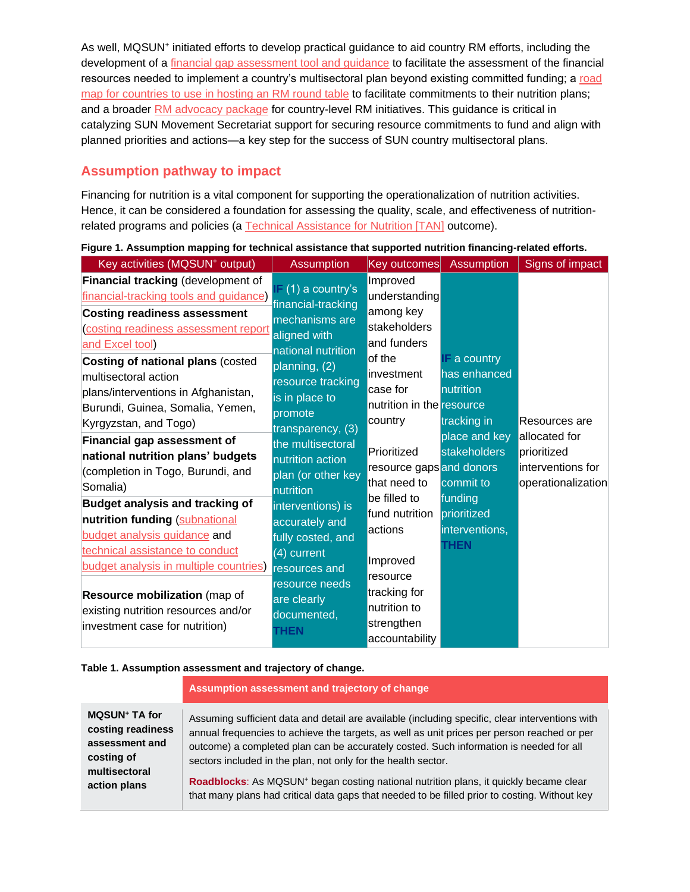As well, MQSUN+ initiated efforts to develop practical guidance to aid country RM efforts, including the development of a financial gap assessment tool and guidance to facilitate the assessment of the financial resources needed to implement a country's multisectoral plan beyond existing committed funding; a road map for countries to use in hosting an RM round table to facilitate commitments to their nutrition plans; and a broader RM advocacy package for country-level RM initiatives. This guidance is critical in catalyzing SUN Movement Secretariat support for securing resource commitments to fund and align with planned priorities and actions—a key step for the success of SUN country multisectoral plans.

## Assumption pathway to impact

Financing for nutrition is a vital component for supporting the operationalization of nutrition activities. Hence, it can be considered a foundation for assessing the quality, scale, and effectiveness of nutrition-related programs and policies (a Technical Assistance for Nutrition [TAN] outcome).

**Figure 1. Assumption mapping for technical assistance that supported nutrition financing-related efforts.**

| Key activities (MQSUN+ output) | Assumption | Key outcomes | Assumption | Signs of impact |
|---|---|---|---|---|
| **Financial tracking** (development of financial-tracking tools and guidance)<br>**Costing readiness assessment** (costing readiness assessment report and Excel tool)<br>**Costing of national plans** (costed multisectoral action plans/interventions in Afghanistan, Burundi, Guinea, Somalia, Yemen, Kyrgyzstan, and Togo)<br>**Financial gap assessment of national nutrition plans' budgets** (completion in Togo, Burundi, and Somalia)<br>**Budget analysis and tracking of nutrition funding** (subnational budget analysis guidance and technical assistance to conduct budget analysis in multiple countries)<br>**Resource mobilization** (map of existing nutrition resources and/or investment case for nutrition) | **IF** (1) a country's financial-tracking mechanisms are aligned with national nutrition planning, (2) resource tracking is in place to promote transparency, (3) the multisectoral nutrition action plan (or other key nutrition interventions) is accurately and fully costed, and (4) current resources and resource needs are clearly documented, **THEN** | Improved understanding among key stakeholders and funders of the investment case for nutrition in the country<br>Prioritized resource gaps that need to be filled to fund nutrition actions<br>Improved resource tracking for nutrition to strengthen accountability | **IF** a country has enhanced nutrition resource tracking in place and key stakeholders and donors commit to funding prioritized interventions, **THEN** | Resources are allocated for prioritized interventions for operationalization |

**Table 1. Assumption assessment and trajectory of change.**

| | Assumption assessment and trajectory of change |
|---|---|
| **MQSUN+ TA for costing readiness assessment and costing of multisectoral action plans** | Assuming sufficient data and detail are available (including specific, clear interventions with annual frequencies to achieve the targets, as well as unit prices per person reached or per outcome) a completed plan can be accurately costed. Such information is needed for all sectors included in the plan, not only for the health sector.<br><br>**Roadblocks**: As MQSUN+ began costing national nutrition plans, it quickly became clear that many plans had critical data gaps that needed to be filled prior to costing. Without key |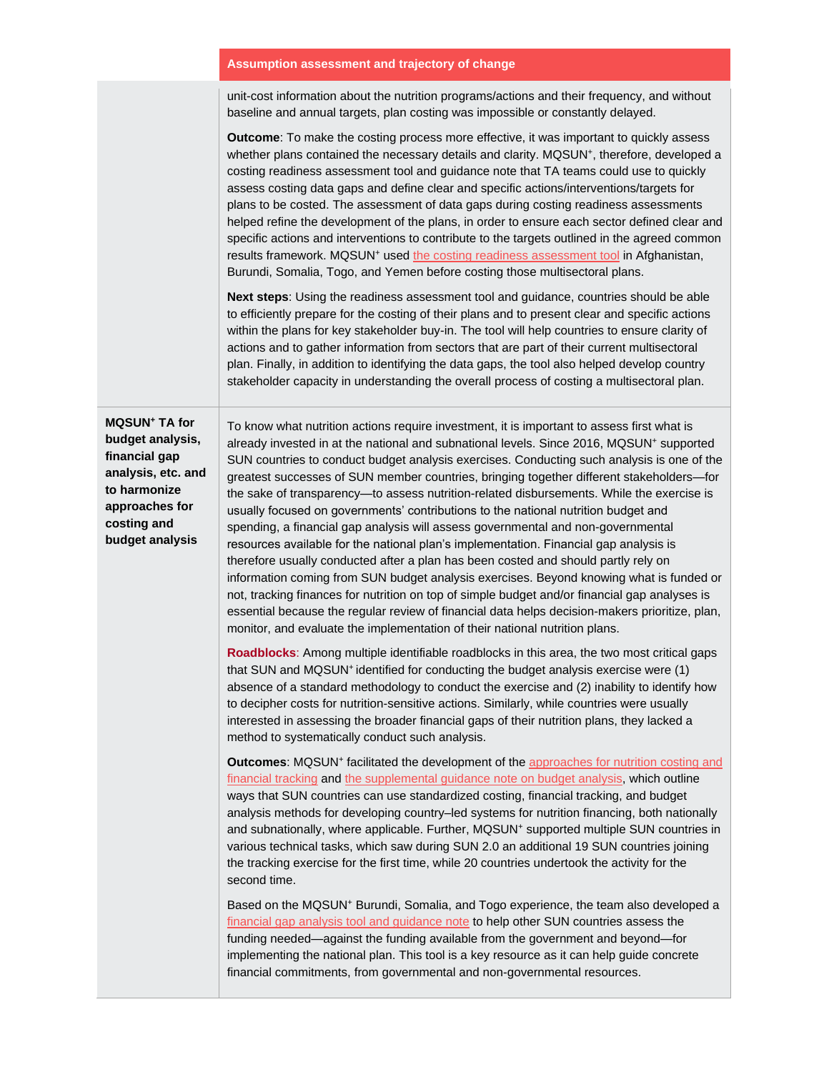| | Assumption assessment and trajectory of change |
|---|---|
| | unit-cost information about the nutrition programs/actions and their frequency, and without baseline and annual targets, plan costing was impossible or constantly delayed.<br><br>**Outcome**: To make the costing process more effective, it was important to quickly assess whether plans contained the necessary details and clarity. MQSUN⁺, therefore, developed a costing readiness assessment tool and guidance note that TA teams could use to quickly assess costing data gaps and define clear and specific actions/interventions/targets for plans to be costed. The assessment of data gaps during costing readiness assessments helped refine the development of the plans, in order to ensure each sector defined clear and specific actions and interventions to contribute to the targets outlined in the agreed common results framework. MQSUN⁺ used the costing readiness assessment tool in Afghanistan, Burundi, Somalia, Togo, and Yemen before costing those multisectoral plans.<br><br>**Next steps**: Using the readiness assessment tool and guidance, countries should be able to efficiently prepare for the costing of their plans and to present clear and specific actions within the plans for key stakeholder buy-in. The tool will help countries to ensure clarity of actions and to gather information from sectors that are part of their current multisectoral plan. Finally, in addition to identifying the data gaps, the tool also helped develop country stakeholder capacity in understanding the overall process of costing a multisectoral plan. |
| **MQSUN⁺ TA for budget analysis, financial gap analysis, etc. and to harmonize approaches for costing and budget analysis** | To know what nutrition actions require investment, it is important to assess first what is already invested in at the national and subnational levels. Since 2016, MQSUN⁺ supported SUN countries to conduct budget analysis exercises. Conducting such analysis is one of the greatest successes of SUN member countries, bringing together different stakeholders—for the sake of transparency—to assess nutrition-related disbursements. While the exercise is usually focused on governments' contributions to the national nutrition budget and spending, a financial gap analysis will assess governmental and non-governmental resources available for the national plan's implementation. Financial gap analysis is therefore usually conducted after a plan has been costed and should partly rely on information coming from SUN budget analysis exercises. Beyond knowing what is funded or not, tracking finances for nutrition on top of simple budget and/or financial gap analyses is essential because the regular review of financial data helps decision-makers prioritize, plan, monitor, and evaluate the implementation of their national nutrition plans.<br><br>**Roadblocks**: Among multiple identifiable roadblocks in this area, the two most critical gaps that SUN and MQSUN⁺ identified for conducting the budget analysis exercise were (1) absence of a standard methodology to conduct the exercise and (2) inability to identify how to decipher costs for nutrition-sensitive actions. Similarly, while countries were usually interested in assessing the broader financial gaps of their nutrition plans, they lacked a method to systematically conduct such analysis.<br><br>**Outcomes**: MQSUN⁺ facilitated the development of the approaches for nutrition costing and financial tracking and the supplemental guidance note on budget analysis, which outline ways that SUN countries can use standardized costing, financial tracking, and budget analysis methods for developing country–led systems for nutrition financing, both nationally and subnationally, where applicable. Further, MQSUN⁺ supported multiple SUN countries in various technical tasks, which saw during SUN 2.0 an additional 19 SUN countries joining the tracking exercise for the first time, while 20 countries undertook the activity for the second time.<br><br>Based on the MQSUN⁺ Burundi, Somalia, and Togo experience, the team also developed a financial gap analysis tool and guidance note to help other SUN countries assess the funding needed—against the funding available from the government and beyond—for implementing the national plan. This tool is a key resource as it can help guide concrete financial commitments, from governmental and non-governmental resources. |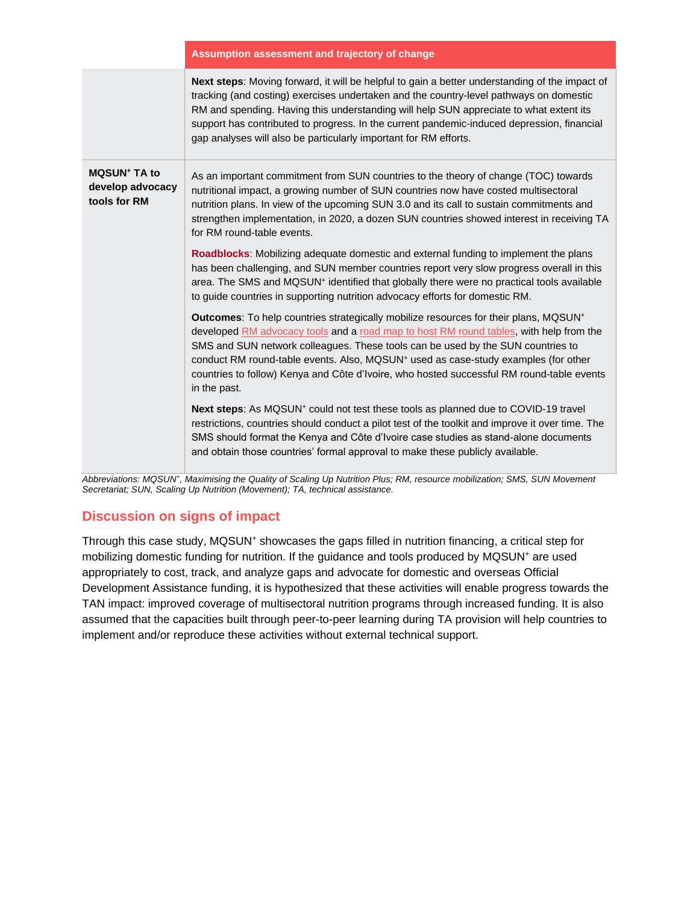| | Assumption assessment and trajectory of change |
|---|---|
| | **Next steps**: Moving forward, it will be helpful to gain a better understanding of the impact of tracking (and costing) exercises undertaken and the country-level pathways on domestic RM and spending. Having this understanding will help SUN appreciate to what extent its support has contributed to progress. In the current pandemic-induced depression, financial gap analyses will also be particularly important for RM efforts. |
| **MQSUN⁺ TA to develop advocacy tools for RM** | As an important commitment from SUN countries to the theory of change (TOC) towards nutritional impact, a growing number of SUN countries now have costed multisectoral nutrition plans. In view of the upcoming SUN 3.0 and its call to sustain commitments and strengthen implementation, in 2020, a dozen SUN countries showed interest in receiving TA for RM round-table events.<br><br>**Roadblocks**: Mobilizing adequate domestic and external funding to implement the plans has been challenging, and SUN member countries report very slow progress overall in this area. The SMS and MQSUN⁺ identified that globally there were no practical tools available to guide countries in supporting nutrition advocacy efforts for domestic RM.<br><br>**Outcomes**: To help countries strategically mobilize resources for their plans, MQSUN⁺ developed RM advocacy tools and a road map to host RM round tables, with help from the SMS and SUN network colleagues. These tools can be used by the SUN countries to conduct RM round-table events. Also, MQSUN⁺ used as case-study examples (for other countries to follow) Kenya and Côte d'Ivoire, who hosted successful RM round-table events in the past.<br><br>**Next steps**: As MQSUN⁺ could not test these tools as planned due to COVID-19 travel restrictions, countries should conduct a pilot test of the toolkit and improve it over time. The SMS should format the Kenya and Côte d'Ivoire case studies as stand-alone documents and obtain those countries' formal approval to make these publicly available. |

*Abbreviations: MQSUN⁺, Maximising the Quality of Scaling Up Nutrition Plus; RM, resource mobilization; SMS, SUN Movement Secretariat; SUN, Scaling Up Nutrition (Movement); TA, technical assistance.*

## Discussion on signs of impact

Through this case study, MQSUN⁺ showcases the gaps filled in nutrition financing, a critical step for mobilizing domestic funding for nutrition. If the guidance and tools produced by MQSUN⁺ are used appropriately to cost, track, and analyze gaps and advocate for domestic and overseas Official Development Assistance funding, it is hypothesized that these activities will enable progress towards the TAN impact: improved coverage of multisectoral nutrition programs through increased funding. It is also assumed that the capacities built through peer-to-peer learning during TA provision will help countries to implement and/or reproduce these activities without external technical support.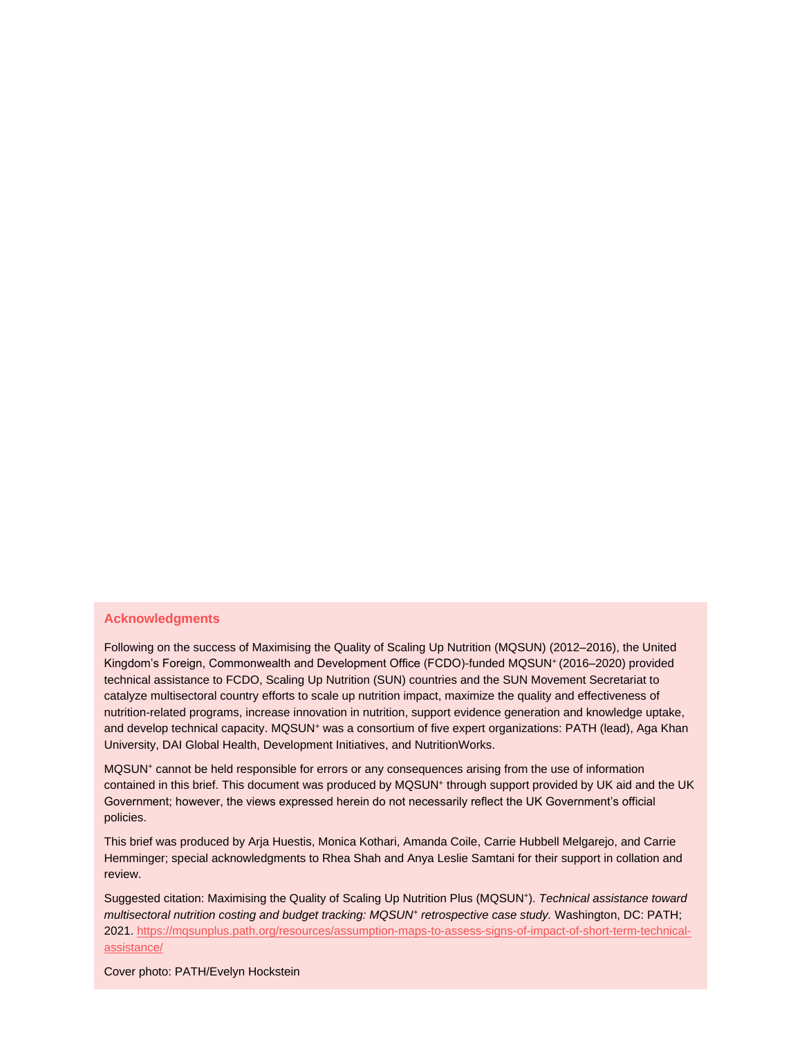## Acknowledgments

Following on the success of Maximising the Quality of Scaling Up Nutrition (MQSUN) (2012–2016), the United Kingdom's Foreign, Commonwealth and Development Office (FCDO)-funded MQSUN⁺ (2016–2020) provided technical assistance to FCDO, Scaling Up Nutrition (SUN) countries and the SUN Movement Secretariat to catalyze multisectoral country efforts to scale up nutrition impact, maximize the quality and effectiveness of nutrition-related programs, increase innovation in nutrition, support evidence generation and knowledge uptake, and develop technical capacity. MQSUN⁺ was a consortium of five expert organizations: PATH (lead), Aga Khan University, DAI Global Health, Development Initiatives, and NutritionWorks.

MQSUN⁺ cannot be held responsible for errors or any consequences arising from the use of information contained in this brief. This document was produced by MQSUN⁺ through support provided by UK aid and the UK Government; however, the views expressed herein do not necessarily reflect the UK Government's official policies.

This brief was produced by Arja Huestis, Monica Kothari, Amanda Coile, Carrie Hubbell Melgarejo, and Carrie Hemminger; special acknowledgments to Rhea Shah and Anya Leslie Samtani for their support in collation and review.

Suggested citation: Maximising the Quality of Scaling Up Nutrition Plus (MQSUN⁺). *Technical assistance toward multisectoral nutrition costing and budget tracking: MQSUN⁺ retrospective case study.* Washington, DC: PATH; 2021. https://mqsunplus.path.org/resources/assumption-maps-to-assess-signs-of-impact-of-short-term-technical-assistance/

Cover photo: PATH/Evelyn Hockstein